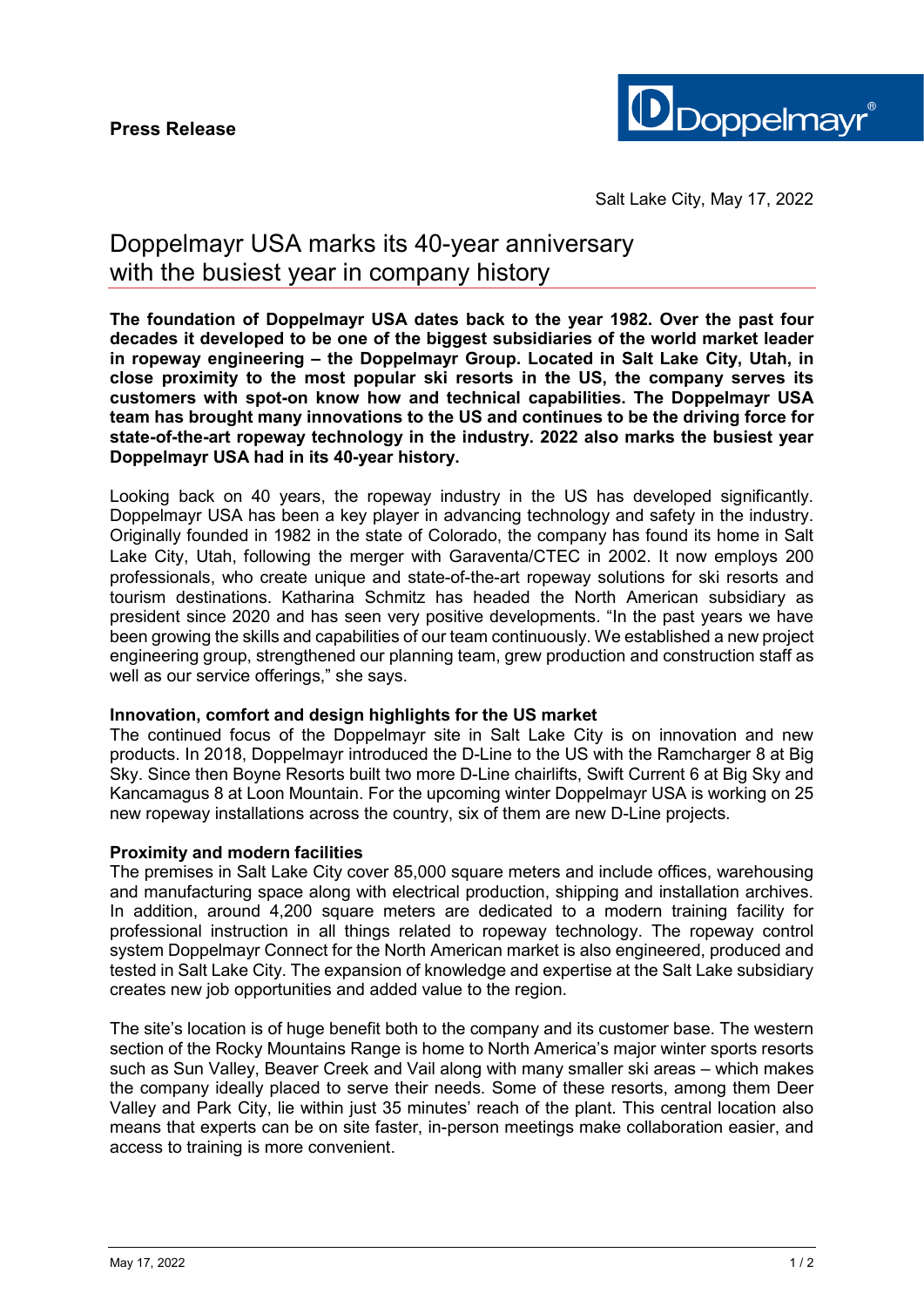**Press Release**

Salt Lake City, May 17, 2022

# Doppelmayr USA marks its 40-year anniversary with the busiest year in company history

**The foundation of Doppelmayr USA dates back to the year 1982. Over the past four decades it developed to be one of the biggest subsidiaries of the world market leader in ropeway engineering – the Doppelmayr Group. Located in Salt Lake City, Utah, in close proximity to the most popular ski resorts in the US, the company serves its customers with spot-on know how and technical capabilities. The Doppelmayr USA team has brought many innovations to the US and continues to be the driving force for state-of-the-art ropeway technology in the industry. 2022 also marks the busiest year Doppelmayr USA had in its 40-year history.**

Looking back on 40 years, the ropeway industry in the US has developed significantly. Doppelmayr USA has been a key player in advancing technology and safety in the industry. Originally founded in 1982 in the state of Colorado, the company has found its home in Salt Lake City, Utah, following the merger with Garaventa/CTEC in 2002. It now employs 200 professionals, who create unique and state-of-the-art ropeway solutions for ski resorts and tourism destinations. Katharina Schmitz has headed the North American subsidiary as president since 2020 and has seen very positive developments. "In the past years we have been growing the skills and capabilities of our team continuously. We established a new project engineering group, strengthened our planning team, grew production and construction staff as well as our service offerings," she says.

**Innovation, comfort and design highlights for the US market**

The continued focus of the Doppelmayr site in Salt Lake City is on innovation and new products. In 2018, Doppelmayr introduced the D-Line to the US with the Ramcharger 8 at Big Sky. Since then Boyne Resorts built two more D-Line chairlifts, Swift Current 6 at Big Sky and Kancamagus 8 at Loon Mountain. For the upcoming winter Doppelmayr USA is working on 25 new ropeway installations across the country, six of them are new D-Line projects.

**Proximity and modern facilities**

The premises in Salt Lake City cover 85,000 square meters and include offices, warehousing and manufacturing space along with electrical production, shipping and installation archives. In addition, around 4,200 square meters are dedicated to a modern training facility for professional instruction in all things related to ropeway technology. The ropeway control system Doppelmayr Connect for the North American market is also engineered, produced and tested in Salt Lake City. The expansion of knowledge and expertise at the Salt Lake subsidiary creates new job opportunities and added value to the region.

The site's location is of huge benefit both to the company and its customer base. The western section of the Rocky Mountains Range is home to North America's major winter sports resorts such as Sun Valley, Beaver Creek and Vail along with many smaller ski areas – which makes the company ideally placed to serve their needs. Some of these resorts, among them Deer Valley and Park City, lie within just 35 minutes' reach of the plant. This central location also means that experts can be on site faster, in-person meetings make collaboration easier, and access to training is more convenient.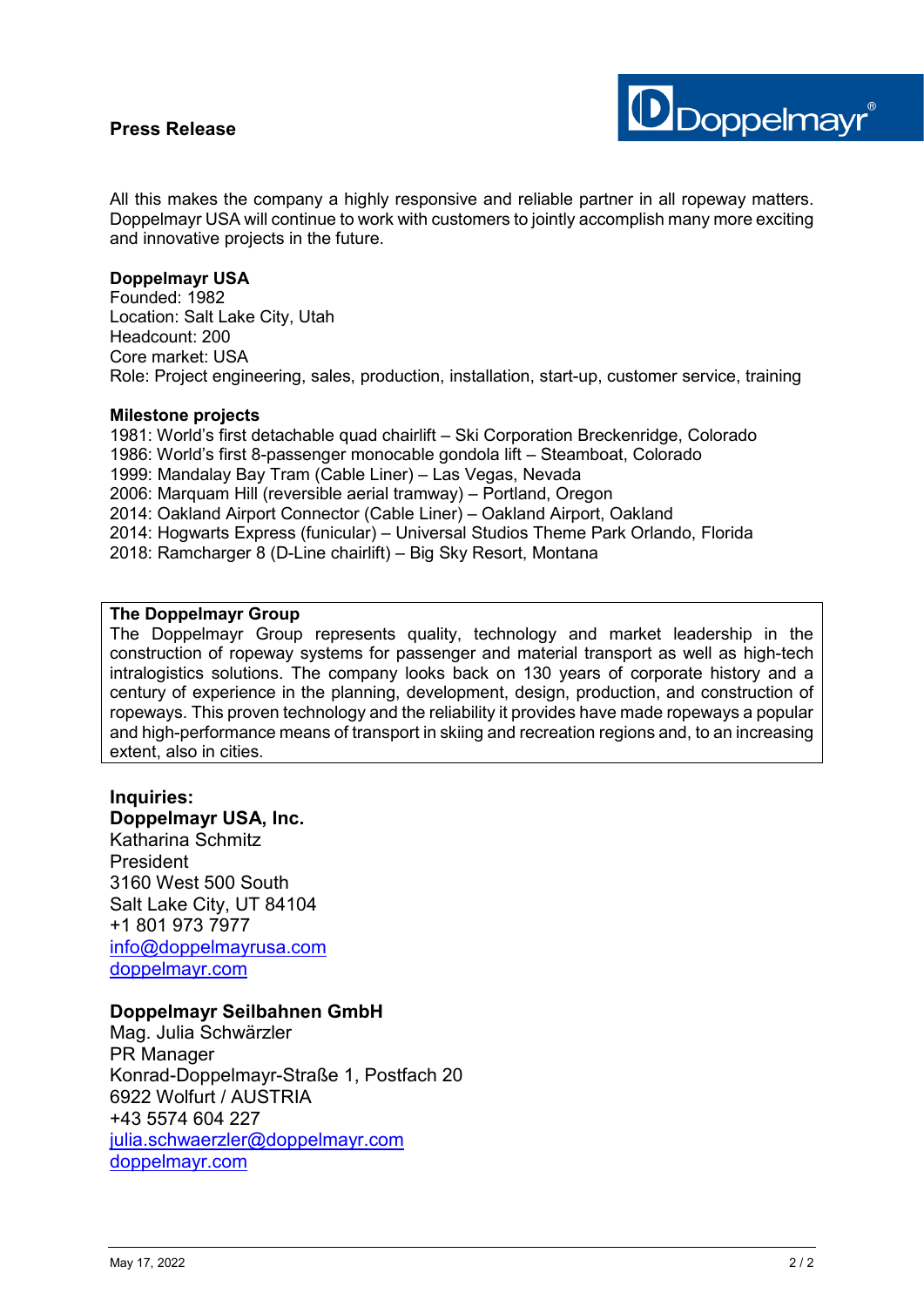All this makes the company a highly responsive and reliable partner in all ropeway matters. Doppelmayr USA will continue to work with customers to jointly accomplish many more exciting and innovative projects in the future.

**Doppelmayr USA**
Founded: 1982
Location: Salt Lake City, Utah
Headcount: 200
Core market: USA
Role: Project engineering, sales, production, installation, start-up, customer service, training

**Milestone projects**
1981: World's first detachable quad chairlift – Ski Corporation Breckenridge, Colorado
1986: World's first 8-passenger monocable gondola lift – Steamboat, Colorado
1999: Mandalay Bay Tram (Cable Liner) – Las Vegas, Nevada
2006: Marquam Hill (reversible aerial tramway) – Portland, Oregon
2014: Oakland Airport Connector (Cable Liner) – Oakland Airport, Oakland
2014: Hogwarts Express (funicular) – Universal Studios Theme Park Orlando, Florida
2018: Ramcharger 8 (D-Line chairlift) – Big Sky Resort, Montana

**The Doppelmayr Group**
The Doppelmayr Group represents quality, technology and market leadership in the construction of ropeway systems for passenger and material transport as well as high-tech intralogistics solutions. The company looks back on 130 years of corporate history and a century of experience in the planning, development, design, production, and construction of ropeways. This proven technology and the reliability it provides have made ropeways a popular and high-performance means of transport in skiing and recreation regions and, to an increasing extent, also in cities.

**Inquiries:**
**Doppelmayr USA, Inc.**
Katharina Schmitz
President
3160 West 500 South
Salt Lake City, UT 84104
+1 801 973 7977
info@doppelmayrusa.com
doppelmayr.com

**Doppelmayr Seilbahnen GmbH**
Mag. Julia Schwärzler
PR Manager
Konrad-Doppelmayr-Straße 1, Postfach 20
6922 Wolfurt / AUSTRIA
+43 5574 604 227
julia.schwaerzler@doppelmayr.com
doppelmayr.com

May 17, 2022